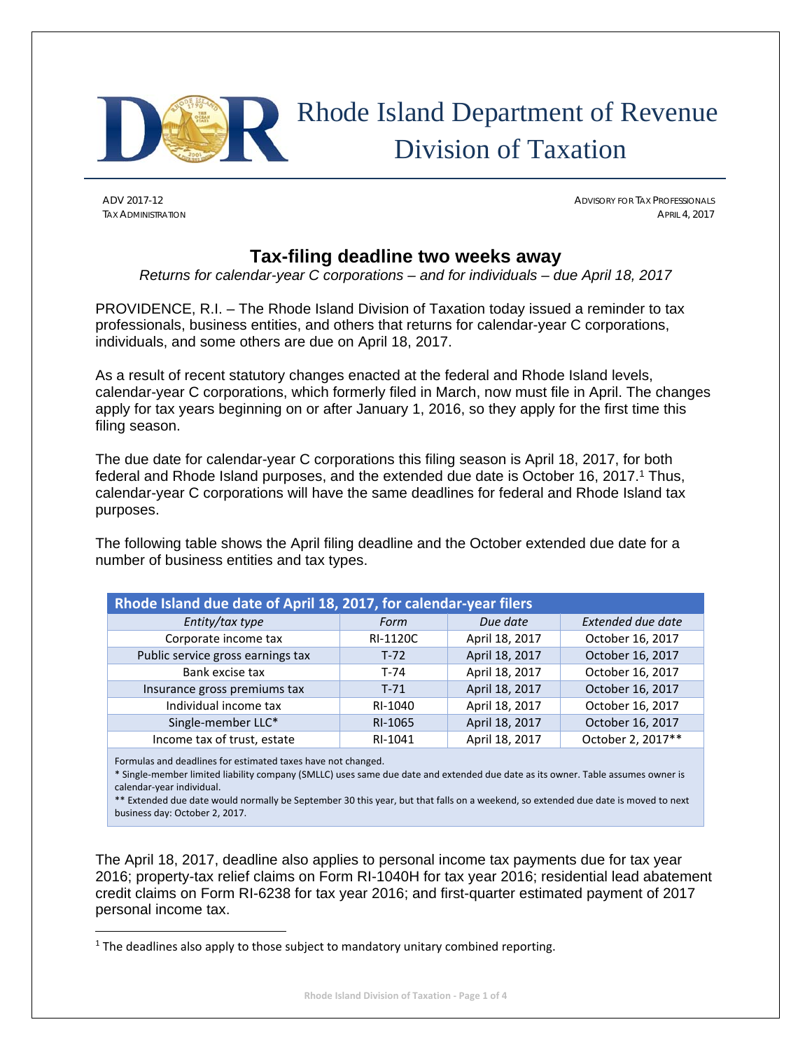# Rhode Island Department of Revenue Division of Taxation

ADV 2017-12
TAX ADMINISTRATION

ADVISORY FOR TAX PROFESSIONALS
APRIL 4, 2017

## Tax-filing deadline two weeks away

*Returns for calendar-year C corporations – and for individuals – due April 18, 2017*

PROVIDENCE, R.I. – The Rhode Island Division of Taxation today issued a reminder to tax professionals, business entities, and others that returns for calendar-year C corporations, individuals, and some others are due on April 18, 2017.

As a result of recent statutory changes enacted at the federal and Rhode Island levels, calendar-year C corporations, which formerly filed in March, now must file in April. The changes apply for tax years beginning on or after January 1, 2016, so they apply for the first time this filing season.

The due date for calendar-year C corporations this filing season is April 18, 2017, for both federal and Rhode Island purposes, and the extended due date is October 16, 2017.[1] Thus, calendar-year C corporations will have the same deadlines for federal and Rhode Island tax purposes.

The following table shows the April filing deadline and the October extended due date for a number of business entities and tax types.

| Rhode Island due date of April 18, 2017, for calendar-year filers | | | |
|---|---|---|---|
| *Entity/tax type* | *Form* | *Due date* | *Extended due date* |
| Corporate income tax | RI-1120C | April 18, 2017 | October 16, 2017 |
| Public service gross earnings tax | T-72 | April 18, 2017 | October 16, 2017 |
| Bank excise tax | T-74 | April 18, 2017 | October 16, 2017 |
| Insurance gross premiums tax | T-71 | April 18, 2017 | October 16, 2017 |
| Individual income tax | RI-1040 | April 18, 2017 | October 16, 2017 |
| Single-member LLC* | RI-1065 | April 18, 2017 | October 16, 2017 |
| Income tax of trust, estate | RI-1041 | April 18, 2017 | October 2, 2017** |

Formulas and deadlines for estimated taxes have not changed.
* Single-member limited liability company (SMLLC) uses same due date and extended due date as its owner. Table assumes owner is calendar-year individual.
** Extended due date would normally be September 30 this year, but that falls on a weekend, so extended due date is moved to next business day: October 2, 2017.

The April 18, 2017, deadline also applies to personal income tax payments due for tax year 2016; property-tax relief claims on Form RI-1040H for tax year 2016; residential lead abatement credit claims on Form RI-6238 for tax year 2016; and first-quarter estimated payment of 2017 personal income tax.

[1] The deadlines also apply to those subject to mandatory unitary combined reporting.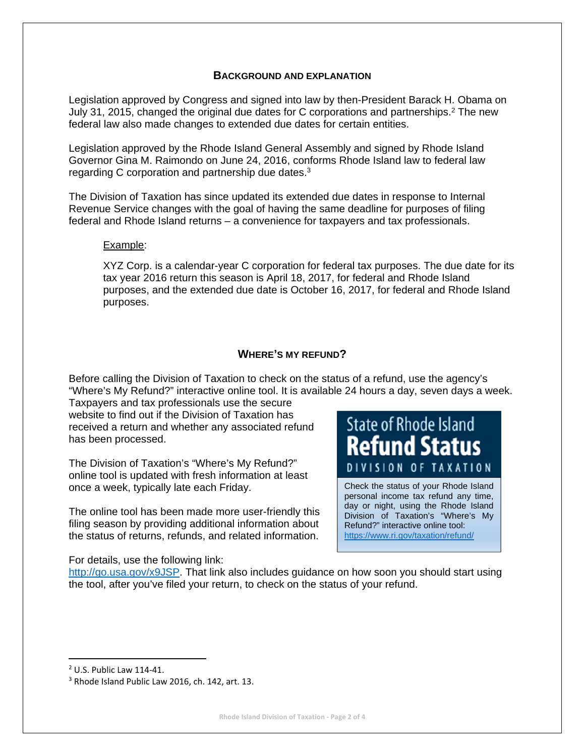## BACKGROUND AND EXPLANATION

Legislation approved by Congress and signed into law by then-President Barack H. Obama on July 31, 2015, changed the original due dates for C corporations and partnerships.[2] The new federal law also made changes to extended due dates for certain entities.

Legislation approved by the Rhode Island General Assembly and signed by Rhode Island Governor Gina M. Raimondo on June 24, 2016, conforms Rhode Island law to federal law regarding C corporation and partnership due dates.[3]

The Division of Taxation has since updated its extended due dates in response to Internal Revenue Service changes with the goal of having the same deadline for purposes of filing federal and Rhode Island returns – a convenience for taxpayers and tax professionals.

> Example:
>
> XYZ Corp. is a calendar-year C corporation for federal tax purposes. The due date for its tax year 2016 return this season is April 18, 2017, for federal and Rhode Island purposes, and the extended due date is October 16, 2017, for federal and Rhode Island purposes.

## WHERE'S MY REFUND?

Before calling the Division of Taxation to check on the status of a refund, use the agency's "Where's My Refund?" interactive online tool. It is available 24 hours a day, seven days a week. Taxpayers and tax professionals use the secure website to find out if the Division of Taxation has received a return and whether any associated refund has been processed.

The Division of Taxation's "Where's My Refund?" online tool is updated with fresh information at least once a week, typically late each Friday.

The online tool has been made more user-friendly this filing season by providing additional information about the status of returns, refunds, and related information.

For details, use the following link: http://go.usa.gov/x9JSP. That link also includes guidance on how soon you should start using the tool, after you've filed your return, to check on the status of your refund.

**State of Rhode Island**
**Refund Status**
**DIVISION OF TAXATION**

Check the status of your Rhode Island personal income tax refund any time, day or night, using the Rhode Island Division of Taxation's "Where's My Refund?" interactive online tool: https://www.ri.gov/taxation/refund/

---

[2] U.S. Public Law 114-41.

[3] Rhode Island Public Law 2016, ch. 142, art. 13.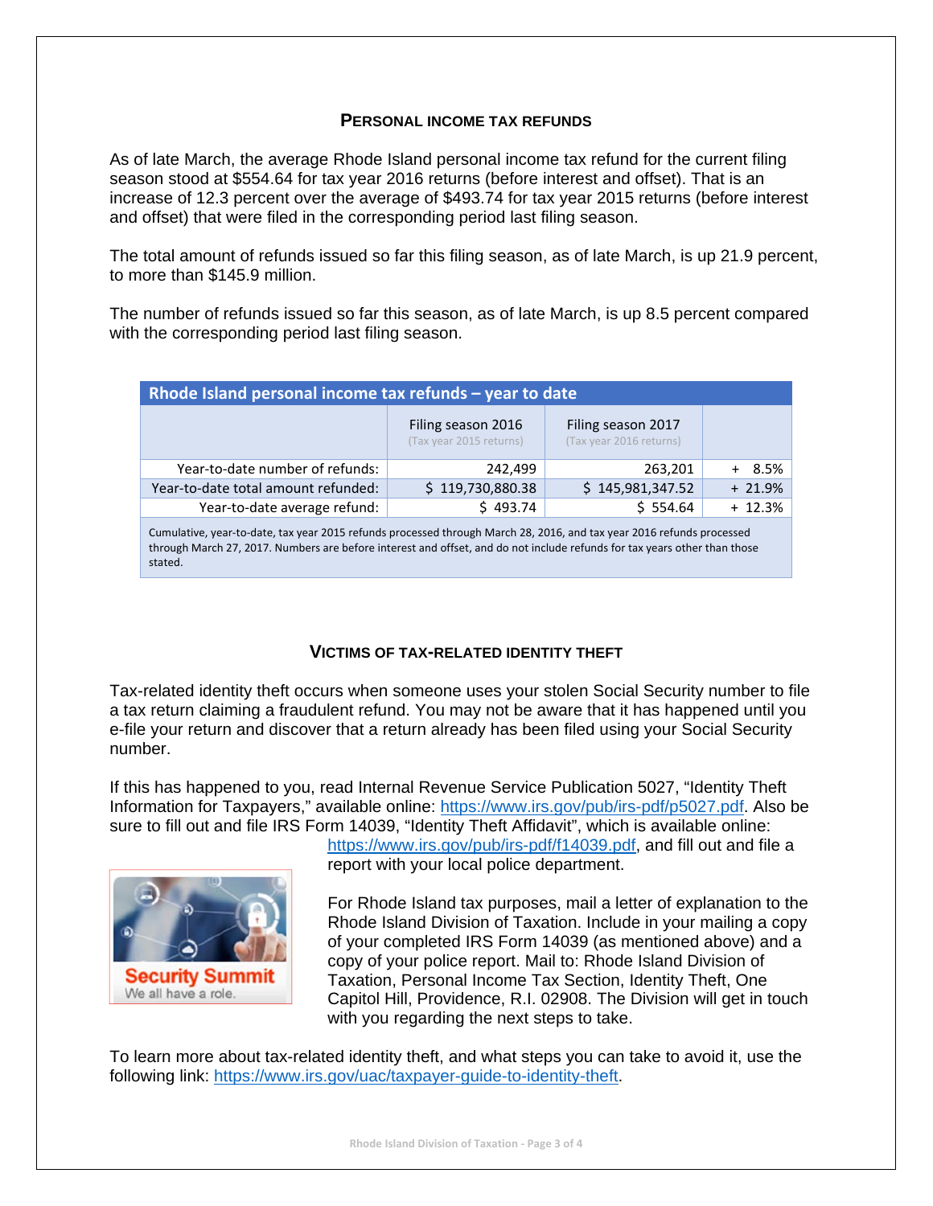## PERSONAL INCOME TAX REFUNDS

As of late March, the average Rhode Island personal income tax refund for the current filing season stood at $554.64 for tax year 2016 returns (before interest and offset). That is an increase of 12.3 percent over the average of $493.74 for tax year 2015 returns (before interest and offset) that were filed in the corresponding period last filing season.

The total amount of refunds issued so far this filing season, as of late March, is up 21.9 percent, to more than $145.9 million.

The number of refunds issued so far this season, as of late March, is up 8.5 percent compared with the corresponding period last filing season.

**Rhode Island personal income tax refunds – year to date**

| | Filing season 2016 (Tax year 2015 returns) | Filing season 2017 (Tax year 2016 returns) | |
|---|---|---|---|
| Year-to-date number of refunds: | 242,499 | 263,201 | + 8.5% |
| Year-to-date total amount refunded: | $ 119,730,880.38 | $ 145,981,347.52 | + 21.9% |
| Year-to-date average refund: | $ 493.74 | $ 554.64 | + 12.3% |

Cumulative, year-to-date, tax year 2015 refunds processed through March 28, 2016, and tax year 2016 refunds processed through March 27, 2017. Numbers are before interest and offset, and do not include refunds for tax years other than those stated.

## VICTIMS OF TAX-RELATED IDENTITY THEFT

Tax-related identity theft occurs when someone uses your stolen Social Security number to file a tax return claiming a fraudulent refund. You may not be aware that it has happened until you e-file your return and discover that a return already has been filed using your Social Security number.

If this has happened to you, read Internal Revenue Service Publication 5027, "Identity Theft Information for Taxpayers," available online: https://www.irs.gov/pub/irs-pdf/p5027.pdf. Also be sure to fill out and file IRS Form 14039, "Identity Theft Affidavit", which is available online: https://www.irs.gov/pub/irs-pdf/f14039.pdf, and fill out and file a report with your local police department.

For Rhode Island tax purposes, mail a letter of explanation to the Rhode Island Division of Taxation. Include in your mailing a copy of your completed IRS Form 14039 (as mentioned above) and a copy of your police report. Mail to: Rhode Island Division of Taxation, Personal Income Tax Section, Identity Theft, One Capitol Hill, Providence, R.I. 02908. The Division will get in touch with you regarding the next steps to take.

To learn more about tax-related identity theft, and what steps you can take to avoid it, use the following link: https://www.irs.gov/uac/taxpayer-guide-to-identity-theft.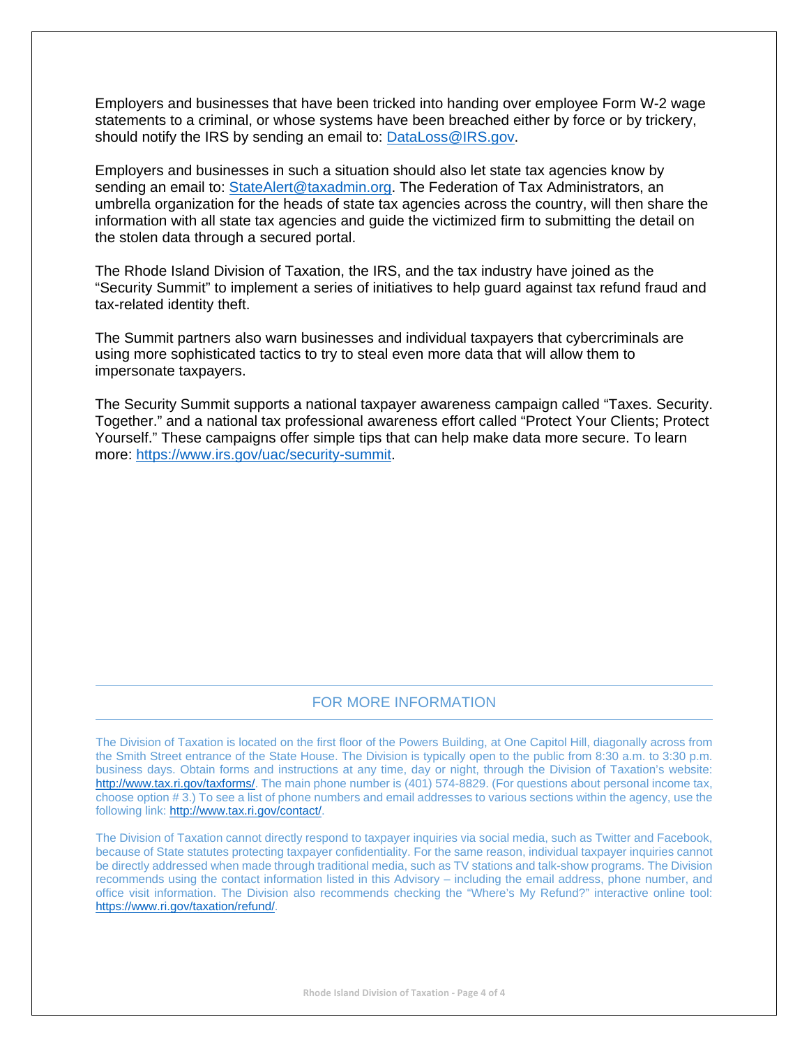Employers and businesses that have been tricked into handing over employee Form W-2 wage statements to a criminal, or whose systems have been breached either by force or by trickery, should notify the IRS by sending an email to: DataLoss@IRS.gov.

Employers and businesses in such a situation should also let state tax agencies know by sending an email to: StateAlert@taxadmin.org. The Federation of Tax Administrators, an umbrella organization for the heads of state tax agencies across the country, will then share the information with all state tax agencies and guide the victimized firm to submitting the detail on the stolen data through a secured portal.

The Rhode Island Division of Taxation, the IRS, and the tax industry have joined as the "Security Summit" to implement a series of initiatives to help guard against tax refund fraud and tax-related identity theft.

The Summit partners also warn businesses and individual taxpayers that cybercriminals are using more sophisticated tactics to try to steal even more data that will allow them to impersonate taxpayers.

The Security Summit supports a national taxpayer awareness campaign called "Taxes. Security. Together." and a national tax professional awareness effort called "Protect Your Clients; Protect Yourself." These campaigns offer simple tips that can help make data more secure. To learn more: https://www.irs.gov/uac/security-summit.

## FOR MORE INFORMATION

The Division of Taxation is located on the first floor of the Powers Building, at One Capitol Hill, diagonally across from the Smith Street entrance of the State House. The Division is typically open to the public from 8:30 a.m. to 3:30 p.m. business days. Obtain forms and instructions at any time, day or night, through the Division of Taxation's website: http://www.tax.ri.gov/taxforms/. The main phone number is (401) 574-8829. (For questions about personal income tax, choose option # 3.) To see a list of phone numbers and email addresses to various sections within the agency, use the following link: http://www.tax.ri.gov/contact/.

The Division of Taxation cannot directly respond to taxpayer inquiries via social media, such as Twitter and Facebook, because of State statutes protecting taxpayer confidentiality. For the same reason, individual taxpayer inquiries cannot be directly addressed when made through traditional media, such as TV stations and talk-show programs. The Division recommends using the contact information listed in this Advisory – including the email address, phone number, and office visit information. The Division also recommends checking the "Where's My Refund?" interactive online tool: https://www.ri.gov/taxation/refund/.